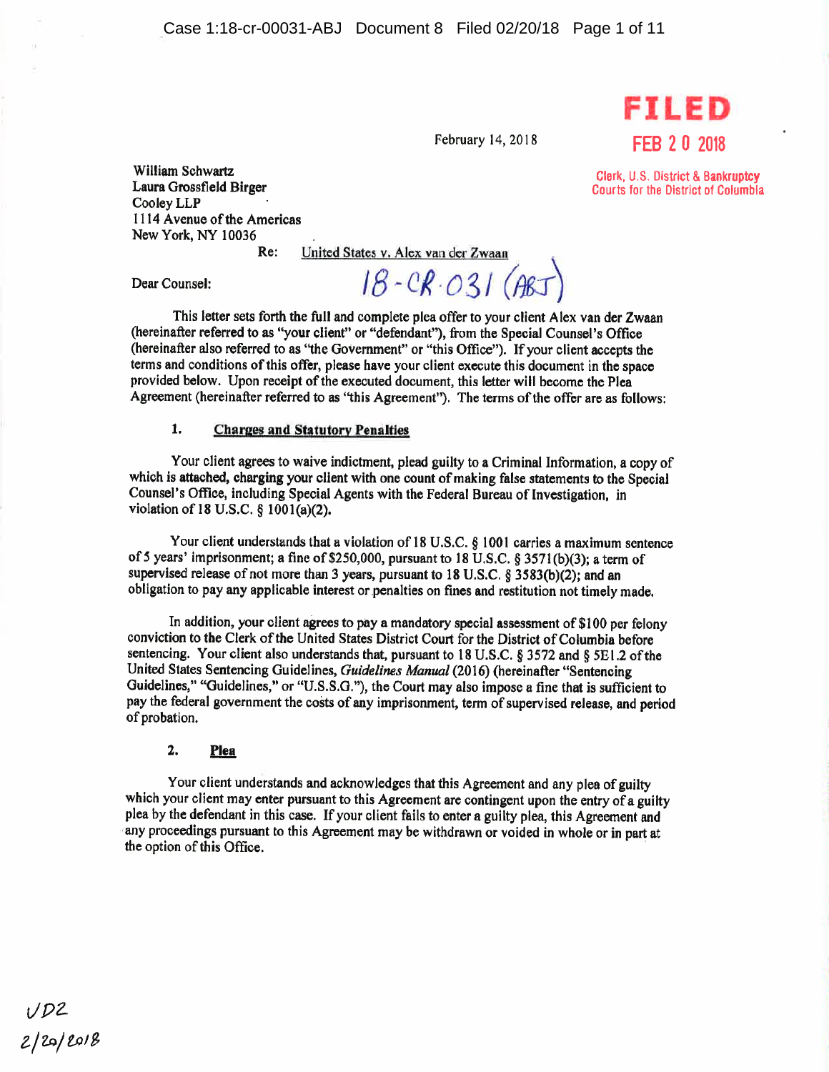FILED
FEB 2 0 2018

Clerk, U.S. District & Bankruptcy Courts for the District of Columbia

February 14, 2018

William Schwartz
Laura Grossfield Birger
Cooley LLP
1114 Avenue of the Americas
New York, NY 10036

Re: United States v. Alex van der Zwaan

18-CR-031 (ABJ)

Dear Counsel:

This letter sets forth the full and complete plea offer to your client Alex van der Zwaan (hereinafter referred to as "your client" or "defendant"), from the Special Counsel's Office (hereinafter also referred to as "the Government" or "this Office"). If your client accepts the terms and conditions of this offer, please have your client execute this document in the space provided below. Upon receipt of the executed document, this letter will become the Plea Agreement (hereinafter referred to as "this Agreement"). The terms of the offer are as follows:

## 1. Charges and Statutory Penalties

Your client agrees to waive indictment, plead guilty to a Criminal Information, a copy of which is attached, charging your client with one count of making false statements to the Special Counsel's Office, including Special Agents with the Federal Bureau of Investigation, in violation of 18 U.S.C. § 1001(a)(2).

Your client understands that a violation of 18 U.S.C. § 1001 carries a maximum sentence of 5 years' imprisonment; a fine of $250,000, pursuant to 18 U.S.C. § 3571(b)(3); a term of supervised release of not more than 3 years, pursuant to 18 U.S.C. § 3583(b)(2); and an obligation to pay any applicable interest or penalties on fines and restitution not timely made.

In addition, your client agrees to pay a mandatory special assessment of $100 per felony conviction to the Clerk of the United States District Court for the District of Columbia before sentencing. Your client also understands that, pursuant to 18 U.S.C. § 3572 and § 5E1.2 of the United States Sentencing Guidelines, *Guidelines Manual* (2016) (hereinafter "Sentencing Guidelines," "Guidelines," or "U.S.S.G."), the Court may also impose a fine that is sufficient to pay the federal government the costs of any imprisonment, term of supervised release, and period of probation.

## 2. Plea

Your client understands and acknowledges that this Agreement and any plea of guilty which your client may enter pursuant to this Agreement are contingent upon the entry of a guilty plea by the defendant in this case. If your client fails to enter a guilty plea, this Agreement and any proceedings pursuant to this Agreement may be withdrawn or voided in whole or in part at the option of this Office.

VDZ
2/20/2018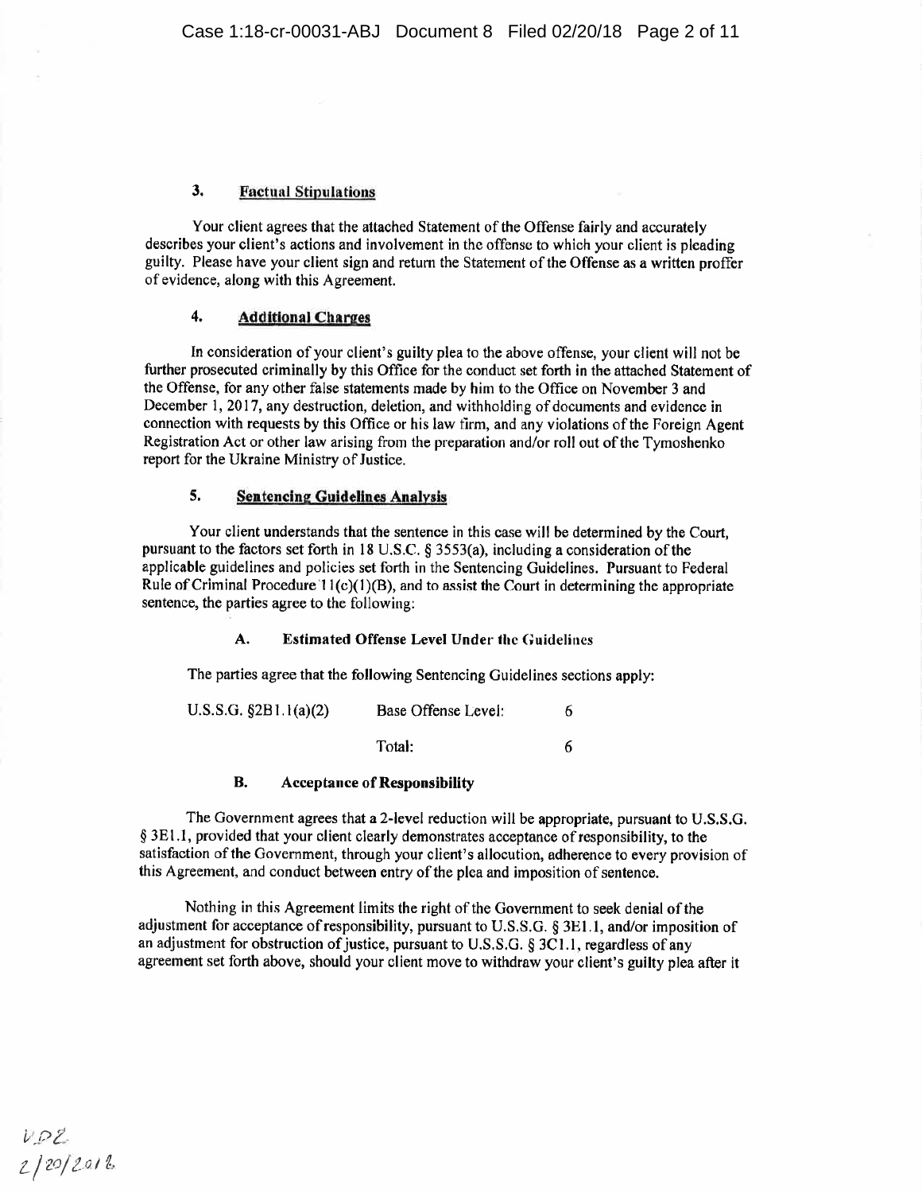### 3. Factual Stipulations

Your client agrees that the attached Statement of the Offense fairly and accurately describes your client's actions and involvement in the offense to which your client is pleading guilty. Please have your client sign and return the Statement of the Offense as a written proffer of evidence, along with this Agreement.

### 4. Additional Charges

In consideration of your client's guilty plea to the above offense, your client will not be further prosecuted criminally by this Office for the conduct set forth in the attached Statement of the Offense, for any other false statements made by him to the Office on November 3 and December 1, 2017, any destruction, deletion, and withholding of documents and evidence in connection with requests by this Office or his law firm, and any violations of the Foreign Agent Registration Act or other law arising from the preparation and/or roll out of the Tymoshenko report for the Ukraine Ministry of Justice.

### 5. Sentencing Guidelines Analysis

Your client understands that the sentence in this case will be determined by the Court, pursuant to the factors set forth in 18 U.S.C. § 3553(a), including a consideration of the applicable guidelines and policies set forth in the Sentencing Guidelines. Pursuant to Federal Rule of Criminal Procedure 11(c)(1)(B), and to assist the Court in determining the appropriate sentence, the parties agree to the following:

#### A. Estimated Offense Level Under the Guidelines

The parties agree that the following Sentencing Guidelines sections apply:

| | | |
|---|---|---|
| U.S.S.G. §2B1.1(a)(2) | Base Offense Level: | 6 |
| | Total: | 6 |

#### B. Acceptance of Responsibility

The Government agrees that a 2-level reduction will be appropriate, pursuant to U.S.S.G. § 3E1.1, provided that your client clearly demonstrates acceptance of responsibility, to the satisfaction of the Government, through your client's allocution, adherence to every provision of this Agreement, and conduct between entry of the plea and imposition of sentence.

Nothing in this Agreement limits the right of the Government to seek denial of the adjustment for acceptance of responsibility, pursuant to U.S.S.G. § 3E1.1, and/or imposition of an adjustment for obstruction of justice, pursuant to U.S.S.G. § 3C1.1, regardless of any agreement set forth above, should your client move to withdraw your client's guilty plea after it

VDZ
2/20/2018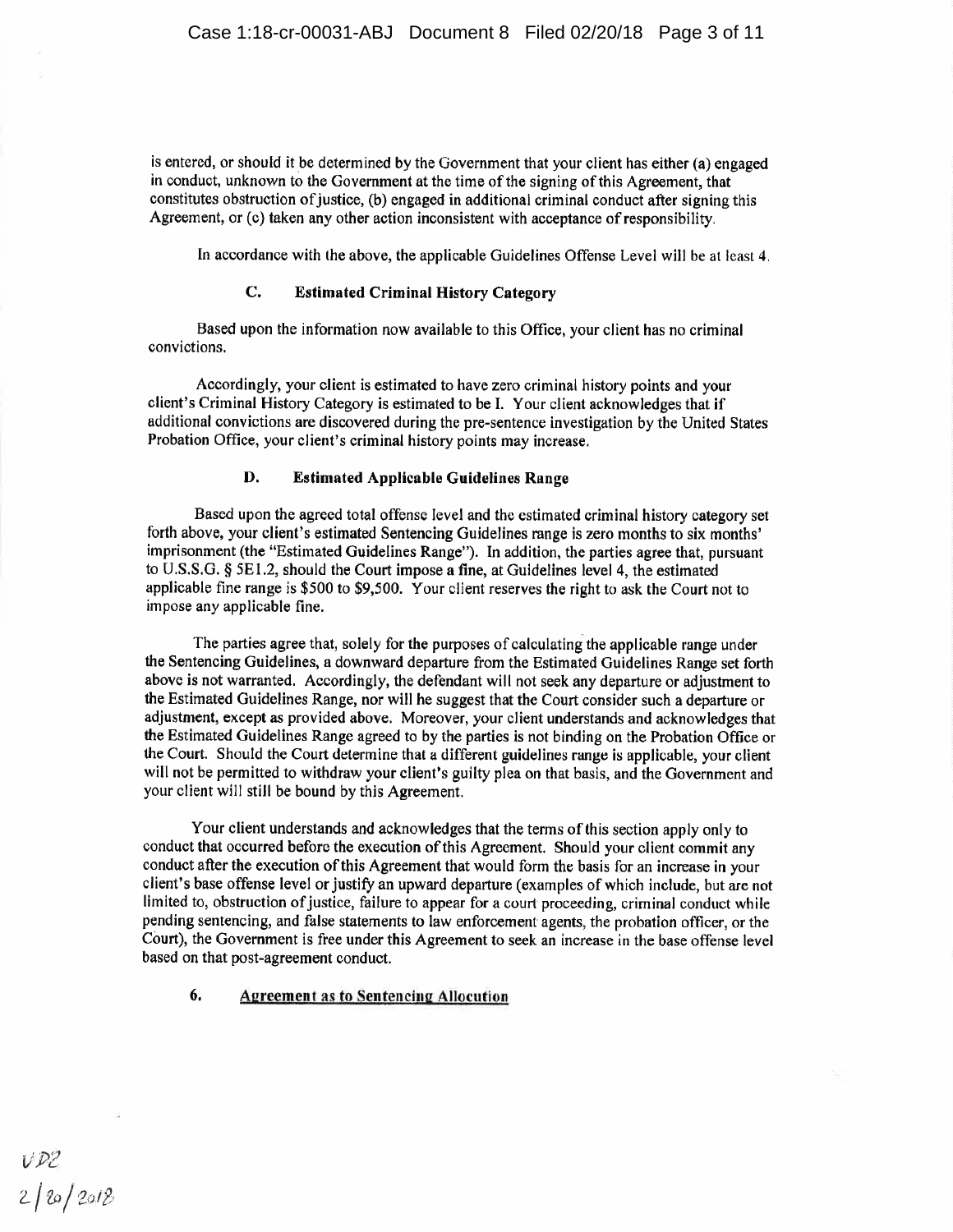is entered, or should it be determined by the Government that your client has either (a) engaged in conduct, unknown to the Government at the time of the signing of this Agreement, that constitutes obstruction of justice, (b) engaged in additional criminal conduct after signing this Agreement, or (c) taken any other action inconsistent with acceptance of responsibility.

In accordance with the above, the applicable Guidelines Offense Level will be at least 4.

### C. Estimated Criminal History Category

Based upon the information now available to this Office, your client has no criminal convictions.

Accordingly, your client is estimated to have zero criminal history points and your client's Criminal History Category is estimated to be I. Your client acknowledges that if additional convictions are discovered during the pre-sentence investigation by the United States Probation Office, your client's criminal history points may increase.

### D. Estimated Applicable Guidelines Range

Based upon the agreed total offense level and the estimated criminal history category set forth above, your client's estimated Sentencing Guidelines range is zero months to six months' imprisonment (the "Estimated Guidelines Range"). In addition, the parties agree that, pursuant to U.S.S.G. § 5E1.2, should the Court impose a fine, at Guidelines level 4, the estimated applicable fine range is $500 to $9,500. Your client reserves the right to ask the Court not to impose any applicable fine.

The parties agree that, solely for the purposes of calculating the applicable range under the Sentencing Guidelines, a downward departure from the Estimated Guidelines Range set forth above is not warranted. Accordingly, the defendant will not seek any departure or adjustment to the Estimated Guidelines Range, nor will he suggest that the Court consider such a departure or adjustment, except as provided above. Moreover, your client understands and acknowledges that the Estimated Guidelines Range agreed to by the parties is not binding on the Probation Office or the Court. Should the Court determine that a different guidelines range is applicable, your client will not be permitted to withdraw your client's guilty plea on that basis, and the Government and your client will still be bound by this Agreement.

Your client understands and acknowledges that the terms of this section apply only to conduct that occurred before the execution of this Agreement. Should your client commit any conduct after the execution of this Agreement that would form the basis for an increase in your client's base offense level or justify an upward departure (examples of which include, but are not limited to, obstruction of justice, failure to appear for a court proceeding, criminal conduct while pending sentencing, and false statements to law enforcement agents, the probation officer, or the Court), the Government is free under this Agreement to seek an increase in the base offense level based on that post-agreement conduct.

## 6. Agreement as to Sentencing Allocution

VDZ
2/20/2018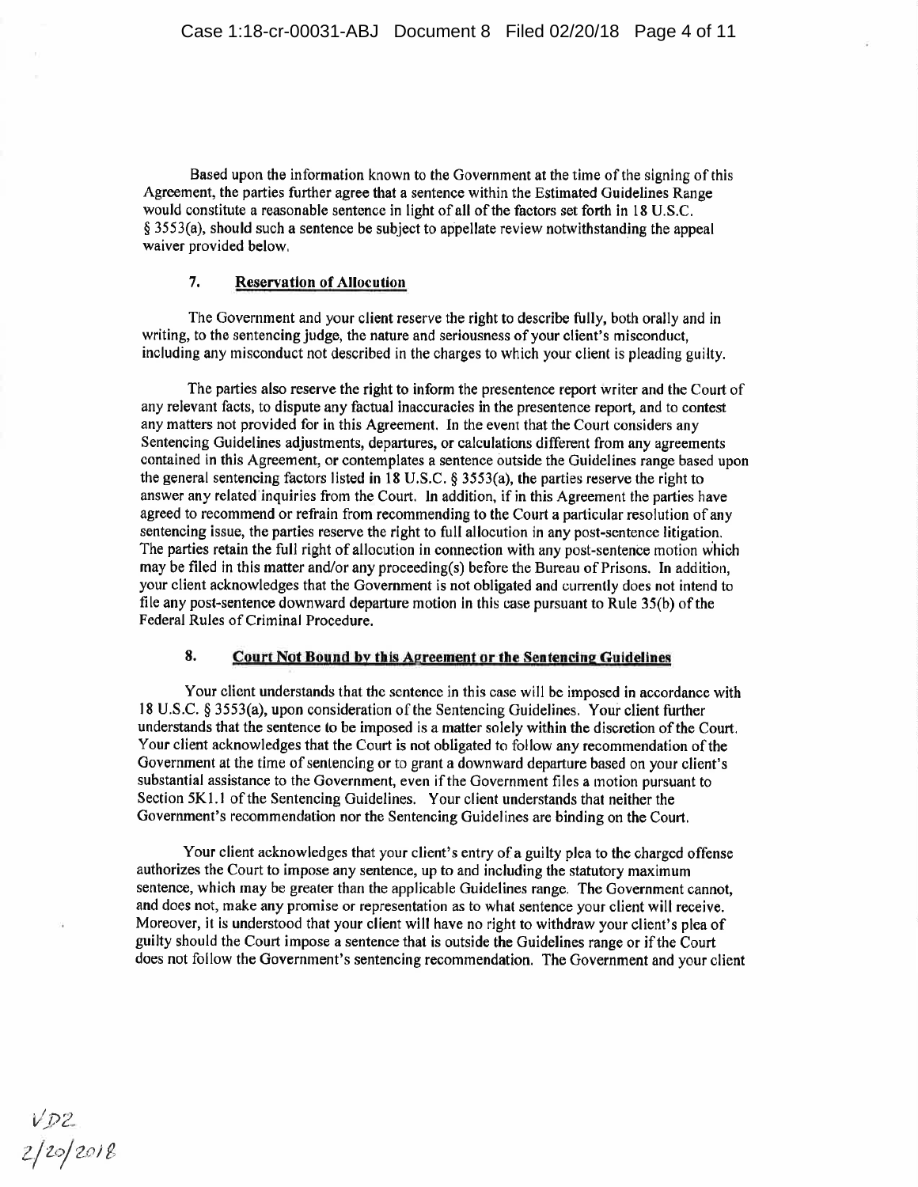Based upon the information known to the Government at the time of the signing of this Agreement, the parties further agree that a sentence within the Estimated Guidelines Range would constitute a reasonable sentence in light of all of the factors set forth in 18 U.S.C. § 3553(a), should such a sentence be subject to appellate review notwithstanding the appeal waiver provided below.

### 7. Reservation of Allocution

The Government and your client reserve the right to describe fully, both orally and in writing, to the sentencing judge, the nature and seriousness of your client's misconduct, including any misconduct not described in the charges to which your client is pleading guilty.

The parties also reserve the right to inform the presentence report writer and the Court of any relevant facts, to dispute any factual inaccuracies in the presentence report, and to contest any matters not provided for in this Agreement. In the event that the Court considers any Sentencing Guidelines adjustments, departures, or calculations different from any agreements contained in this Agreement, or contemplates a sentence outside the Guidelines range based upon the general sentencing factors listed in 18 U.S.C. § 3553(a), the parties reserve the right to answer any related inquiries from the Court. In addition, if in this Agreement the parties have agreed to recommend or refrain from recommending to the Court a particular resolution of any sentencing issue, the parties reserve the right to full allocution in any post-sentence litigation. The parties retain the full right of allocution in connection with any post-sentence motion which may be filed in this matter and/or any proceeding(s) before the Bureau of Prisons. In addition, your client acknowledges that the Government is not obligated and currently does not intend to file any post-sentence downward departure motion in this case pursuant to Rule 35(b) of the Federal Rules of Criminal Procedure.

### 8. Court Not Bound by this Agreement or the Sentencing Guidelines

Your client understands that the sentence in this case will be imposed in accordance with 18 U.S.C. § 3553(a), upon consideration of the Sentencing Guidelines. Your client further understands that the sentence to be imposed is a matter solely within the discretion of the Court. Your client acknowledges that the Court is not obligated to follow any recommendation of the Government at the time of sentencing or to grant a downward departure based on your client's substantial assistance to the Government, even if the Government files a motion pursuant to Section 5K1.1 of the Sentencing Guidelines. Your client understands that neither the Government's recommendation nor the Sentencing Guidelines are binding on the Court.

Your client acknowledges that your client's entry of a guilty plea to the charged offense authorizes the Court to impose any sentence, up to and including the statutory maximum sentence, which may be greater than the applicable Guidelines range. The Government cannot, and does not, make any promise or representation as to what sentence your client will receive. Moreover, it is understood that your client will have no right to withdraw your client's plea of guilty should the Court impose a sentence that is outside the Guidelines range or if the Court does not follow the Government's sentencing recommendation. The Government and your client

VDZ
2/20/2018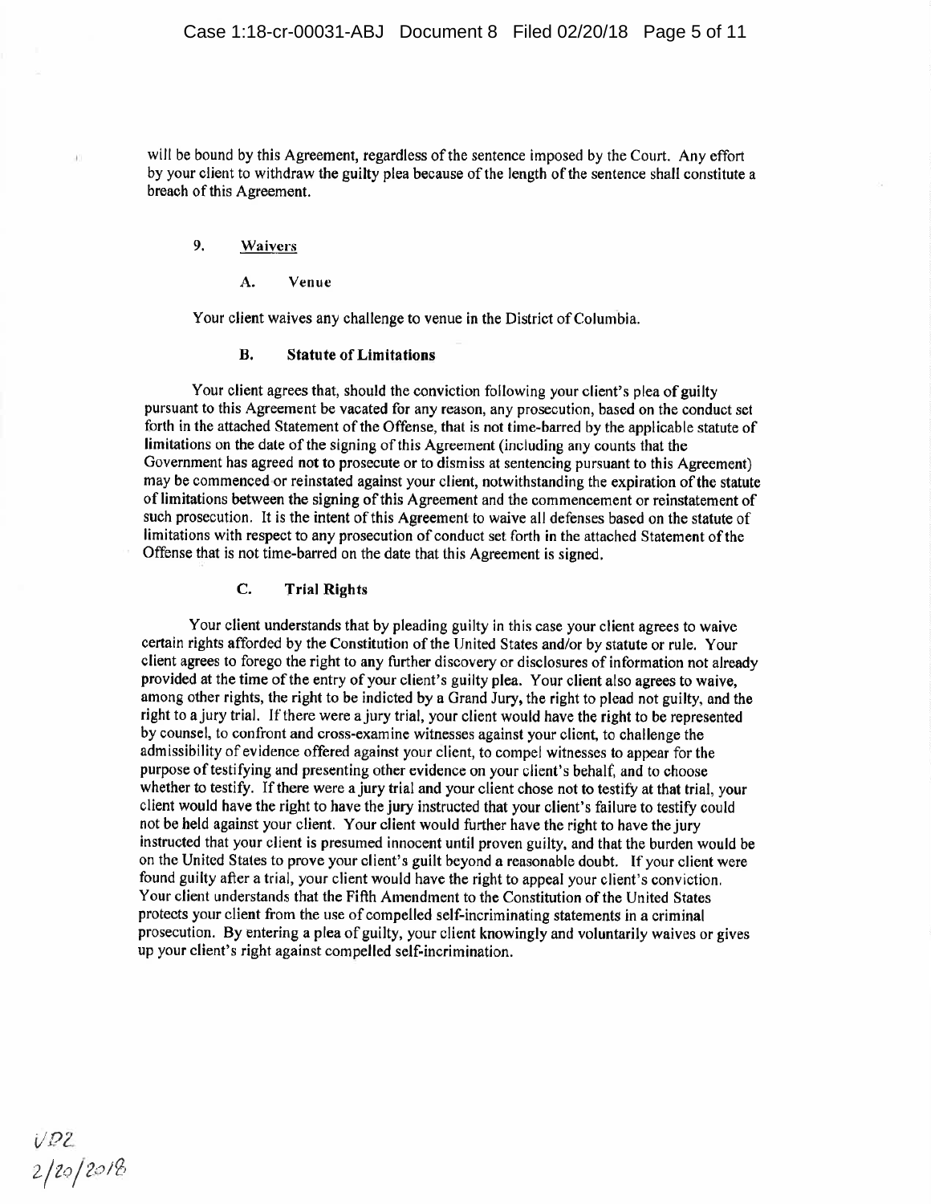will be bound by this Agreement, regardless of the sentence imposed by the Court. Any effort by your client to withdraw the guilty plea because of the length of the sentence shall constitute a breach of this Agreement.

## 9. Waivers

### A. Venue

Your client waives any challenge to venue in the District of Columbia.

### B. Statute of Limitations

Your client agrees that, should the conviction following your client's plea of guilty pursuant to this Agreement be vacated for any reason, any prosecution, based on the conduct set forth in the attached Statement of the Offense, that is not time-barred by the applicable statute of limitations on the date of the signing of this Agreement (including any counts that the Government has agreed not to prosecute or to dismiss at sentencing pursuant to this Agreement) may be commenced or reinstated against your client, notwithstanding the expiration of the statute of limitations between the signing of this Agreement and the commencement or reinstatement of such prosecution. It is the intent of this Agreement to waive all defenses based on the statute of limitations with respect to any prosecution of conduct set forth in the attached Statement of the Offense that is not time-barred on the date that this Agreement is signed.

### C. Trial Rights

Your client understands that by pleading guilty in this case your client agrees to waive certain rights afforded by the Constitution of the United States and/or by statute or rule. Your client agrees to forego the right to any further discovery or disclosures of information not already provided at the time of the entry of your client's guilty plea. Your client also agrees to waive, among other rights, the right to be indicted by a Grand Jury, the right to plead not guilty, and the right to a jury trial. If there were a jury trial, your client would have the right to be represented by counsel, to confront and cross-examine witnesses against your client, to challenge the admissibility of evidence offered against your client, to compel witnesses to appear for the purpose of testifying and presenting other evidence on your client's behalf, and to choose whether to testify. If there were a jury trial and your client chose not to testify at that trial, your client would have the right to have the jury instructed that your client's failure to testify could not be held against your client. Your client would further have the right to have the jury instructed that your client is presumed innocent until proven guilty, and that the burden would be on the United States to prove your client's guilt beyond a reasonable doubt. If your client were found guilty after a trial, your client would have the right to appeal your client's conviction. Your client understands that the Fifth Amendment to the Constitution of the United States protects your client from the use of compelled self-incriminating statements in a criminal prosecution. By entering a plea of guilty, your client knowingly and voluntarily waives or gives up your client's right against compelled self-incrimination.

VDZ
2/20/2018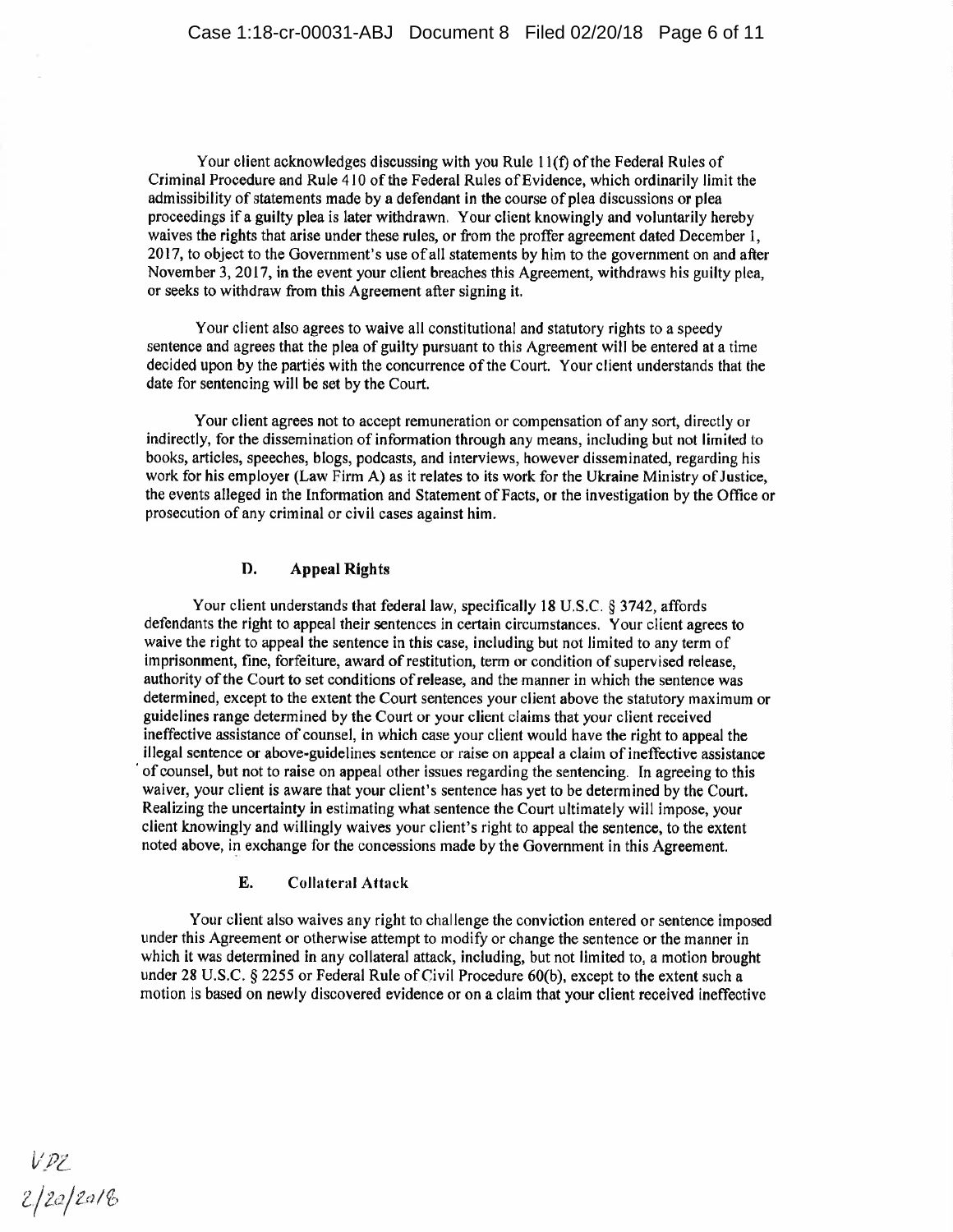Your client acknowledges discussing with you Rule 11(f) of the Federal Rules of Criminal Procedure and Rule 410 of the Federal Rules of Evidence, which ordinarily limit the admissibility of statements made by a defendant in the course of plea discussions or plea proceedings if a guilty plea is later withdrawn. Your client knowingly and voluntarily hereby waives the rights that arise under these rules, or from the proffer agreement dated December 1, 2017, to object to the Government's use of all statements by him to the government on and after November 3, 2017, in the event your client breaches this Agreement, withdraws his guilty plea, or seeks to withdraw from this Agreement after signing it.

Your client also agrees to waive all constitutional and statutory rights to a speedy sentence and agrees that the plea of guilty pursuant to this Agreement will be entered at a time decided upon by the parties with the concurrence of the Court. Your client understands that the date for sentencing will be set by the Court.

Your client agrees not to accept remuneration or compensation of any sort, directly or indirectly, for the dissemination of information through any means, including but not limited to books, articles, speeches, blogs, podcasts, and interviews, however disseminated, regarding his work for his employer (Law Firm A) as it relates to its work for the Ukraine Ministry of Justice, the events alleged in the Information and Statement of Facts, or the investigation by the Office or prosecution of any criminal or civil cases against him.

### D. Appeal Rights

Your client understands that federal law, specifically 18 U.S.C. § 3742, affords defendants the right to appeal their sentences in certain circumstances. Your client agrees to waive the right to appeal the sentence in this case, including but not limited to any term of imprisonment, fine, forfeiture, award of restitution, term or condition of supervised release, authority of the Court to set conditions of release, and the manner in which the sentence was determined, except to the extent the Court sentences your client above the statutory maximum or guidelines range determined by the Court or your client claims that your client received ineffective assistance of counsel, in which case your client would have the right to appeal the illegal sentence or above-guidelines sentence or raise on appeal a claim of ineffective assistance of counsel, but not to raise on appeal other issues regarding the sentencing. In agreeing to this waiver, your client is aware that your client's sentence has yet to be determined by the Court. Realizing the uncertainty in estimating what sentence the Court ultimately will impose, your client knowingly and willingly waives your client's right to appeal the sentence, to the extent noted above, in exchange for the concessions made by the Government in this Agreement.

### E. Collateral Attack

Your client also waives any right to challenge the conviction entered or sentence imposed under this Agreement or otherwise attempt to modify or change the sentence or the manner in which it was determined in any collateral attack, including, but not limited to, a motion brought under 28 U.S.C. § 2255 or Federal Rule of Civil Procedure 60(b), except to the extent such a motion is based on newly discovered evidence or on a claim that your client received ineffective

VPZ
2/20/2018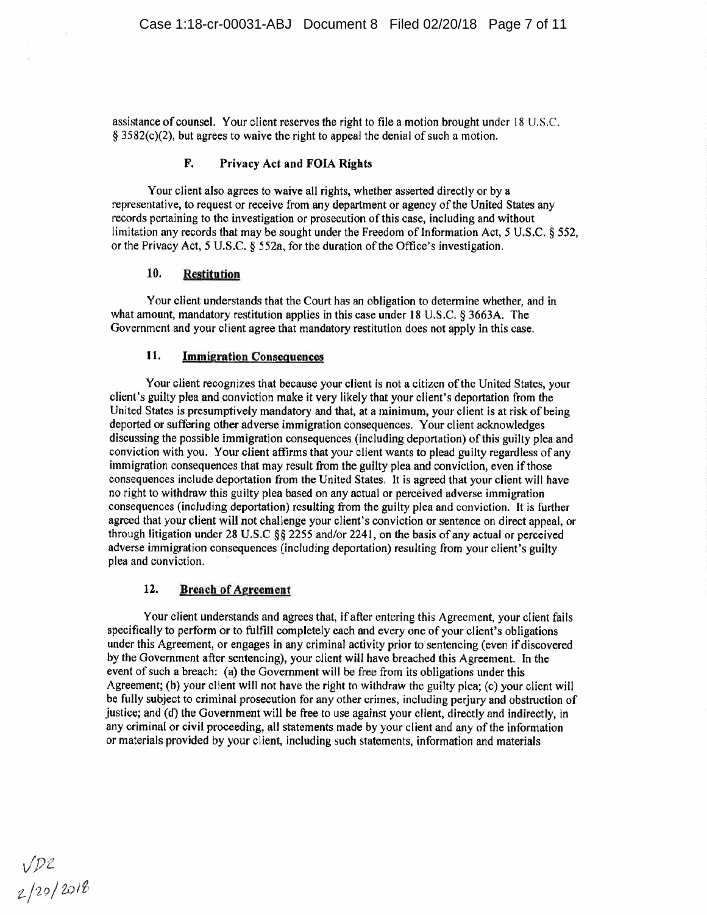assistance of counsel. Your client reserves the right to file a motion brought under 18 U.S.C. § 3582(c)(2), but agrees to waive the right to appeal the denial of such a motion.

### F. Privacy Act and FOIA Rights

Your client also agrees to waive all rights, whether asserted directly or by a representative, to request or receive from any department or agency of the United States any records pertaining to the investigation or prosecution of this case, including and without limitation any records that may be sought under the Freedom of Information Act, 5 U.S.C. § 552, or the Privacy Act, 5 U.S.C. § 552a, for the duration of the Office's investigation.

## 10. Restitution

Your client understands that the Court has an obligation to determine whether, and in what amount, mandatory restitution applies in this case under 18 U.S.C. § 3663A. The Government and your client agree that mandatory restitution does not apply in this case.

## 11. Immigration Consequences

Your client recognizes that because your client is not a citizen of the United States, your client's guilty plea and conviction make it very likely that your client's deportation from the United States is presumptively mandatory and that, at a minimum, your client is at risk of being deported or suffering other adverse immigration consequences. Your client acknowledges discussing the possible immigration consequences (including deportation) of this guilty plea and conviction with you. Your client affirms that your client wants to plead guilty regardless of any immigration consequences that may result from the guilty plea and conviction, even if those consequences include deportation from the United States. It is agreed that your client will have no right to withdraw this guilty plea based on any actual or perceived adverse immigration consequences (including deportation) resulting from the guilty plea and conviction. It is further agreed that your client will not challenge your client's conviction or sentence on direct appeal, or through litigation under 28 U.S.C §§ 2255 and/or 2241, on the basis of any actual or perceived adverse immigration consequences (including deportation) resulting from your client's guilty plea and conviction.

## 12. Breach of Agreement

Your client understands and agrees that, if after entering this Agreement, your client fails specifically to perform or to fulfill completely each and every one of your client's obligations under this Agreement, or engages in any criminal activity prior to sentencing (even if discovered by the Government after sentencing), your client will have breached this Agreement. In the event of such a breach: (a) the Government will be free from its obligations under this Agreement; (b) your client will not have the right to withdraw the guilty plea; (c) your client will be fully subject to criminal prosecution for any other crimes, including perjury and obstruction of justice; and (d) the Government will be free to use against your client, directly and indirectly, in any criminal or civil proceeding, all statements made by your client and any of the information or materials provided by your client, including such statements, information and materials

VDZ
2/20/2018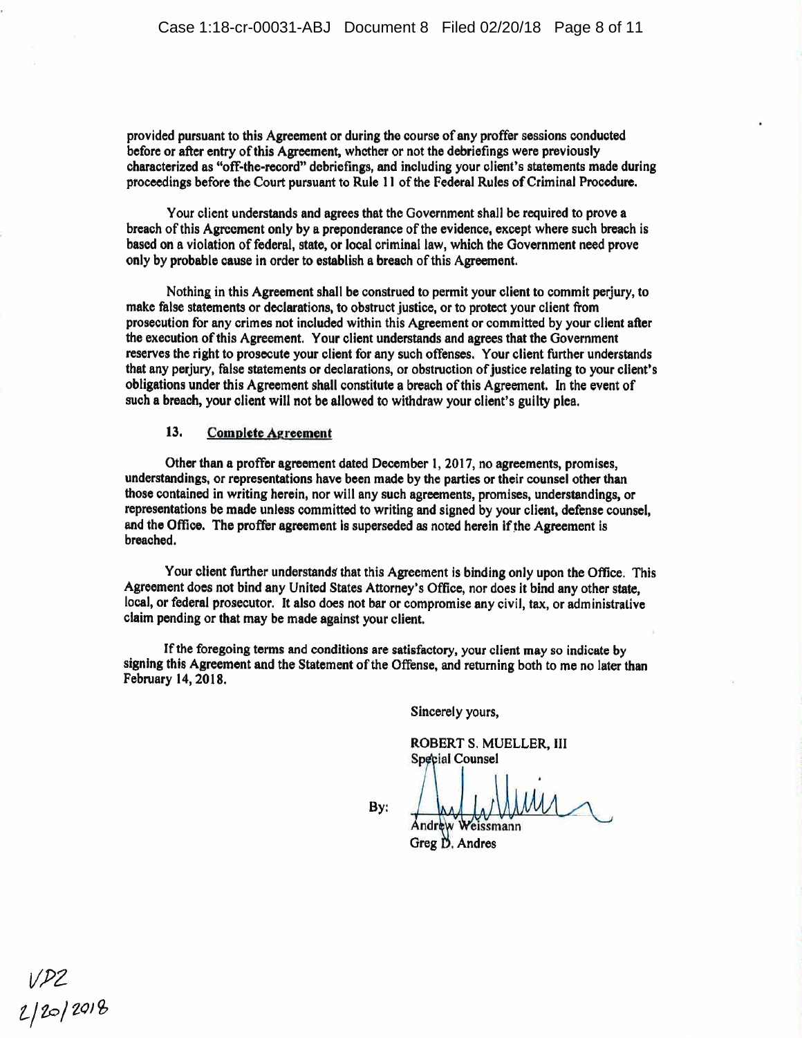provided pursuant to this Agreement or during the course of any proffer sessions conducted before or after entry of this Agreement, whether or not the debriefings were previously characterized as "off-the-record" debriefings, and including your client's statements made during proceedings before the Court pursuant to Rule 11 of the Federal Rules of Criminal Procedure.

Your client understands and agrees that the Government shall be required to prove a breach of this Agreement only by a preponderance of the evidence, except where such breach is based on a violation of federal, state, or local criminal law, which the Government need prove only by probable cause in order to establish a breach of this Agreement.

Nothing in this Agreement shall be construed to permit your client to commit perjury, to make false statements or declarations, to obstruct justice, or to protect your client from prosecution for any crimes not included within this Agreement or committed by your client after the execution of this Agreement. Your client understands and agrees that the Government reserves the right to prosecute your client for any such offenses. Your client further understands that any perjury, false statements or declarations, or obstruction of justice relating to your client's obligations under this Agreement shall constitute a breach of this Agreement. In the event of such a breach, your client will not be allowed to withdraw your client's guilty plea.

## 13. Complete Agreement

Other than a proffer agreement dated December 1, 2017, no agreements, promises, understandings, or representations have been made by the parties or their counsel other than those contained in writing herein, nor will any such agreements, promises, understandings, or representations be made unless committed to writing and signed by your client, defense counsel, and the Office. The proffer agreement is superseded as noted herein if the Agreement is breached.

Your client further understands that this Agreement is binding only upon the Office. This Agreement does not bind any United States Attorney's Office, nor does it bind any other state, local, or federal prosecutor. It also does not bar or compromise any civil, tax, or administrative claim pending or that may be made against your client.

If the foregoing terms and conditions are satisfactory, your client may so indicate by signing this Agreement and the Statement of the Offense, and returning both to me no later than February 14, 2018.

Sincerely yours,

ROBERT S. MUELLER, III
Special Counsel

By: [signature]
Andrew Weissmann
Greg D. Andres

VPZ
2/20/2018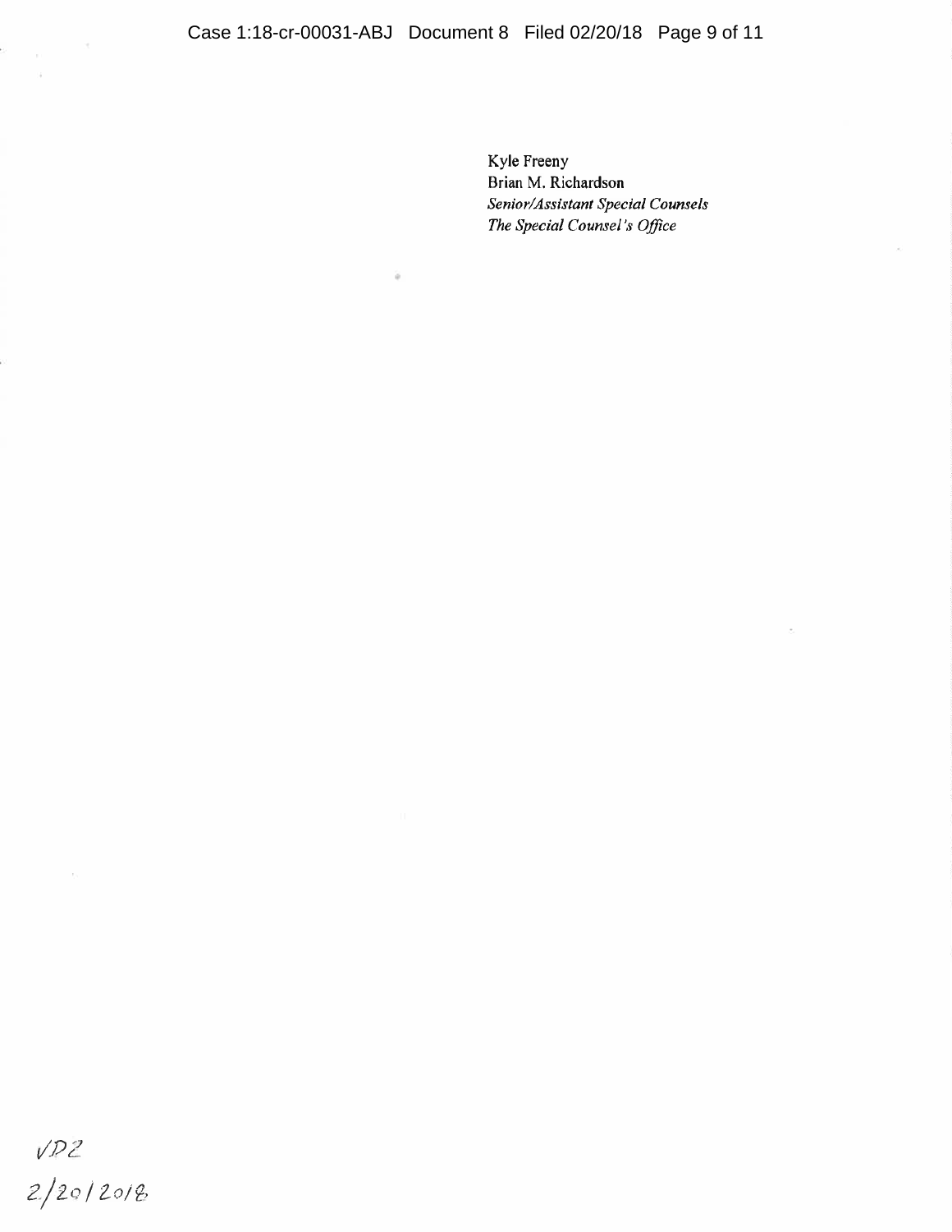Kyle Freeny
Brian M. Richardson
*Senior/Assistant Special Counsels*
*The Special Counsel's Office*

VDZ
2/20/2018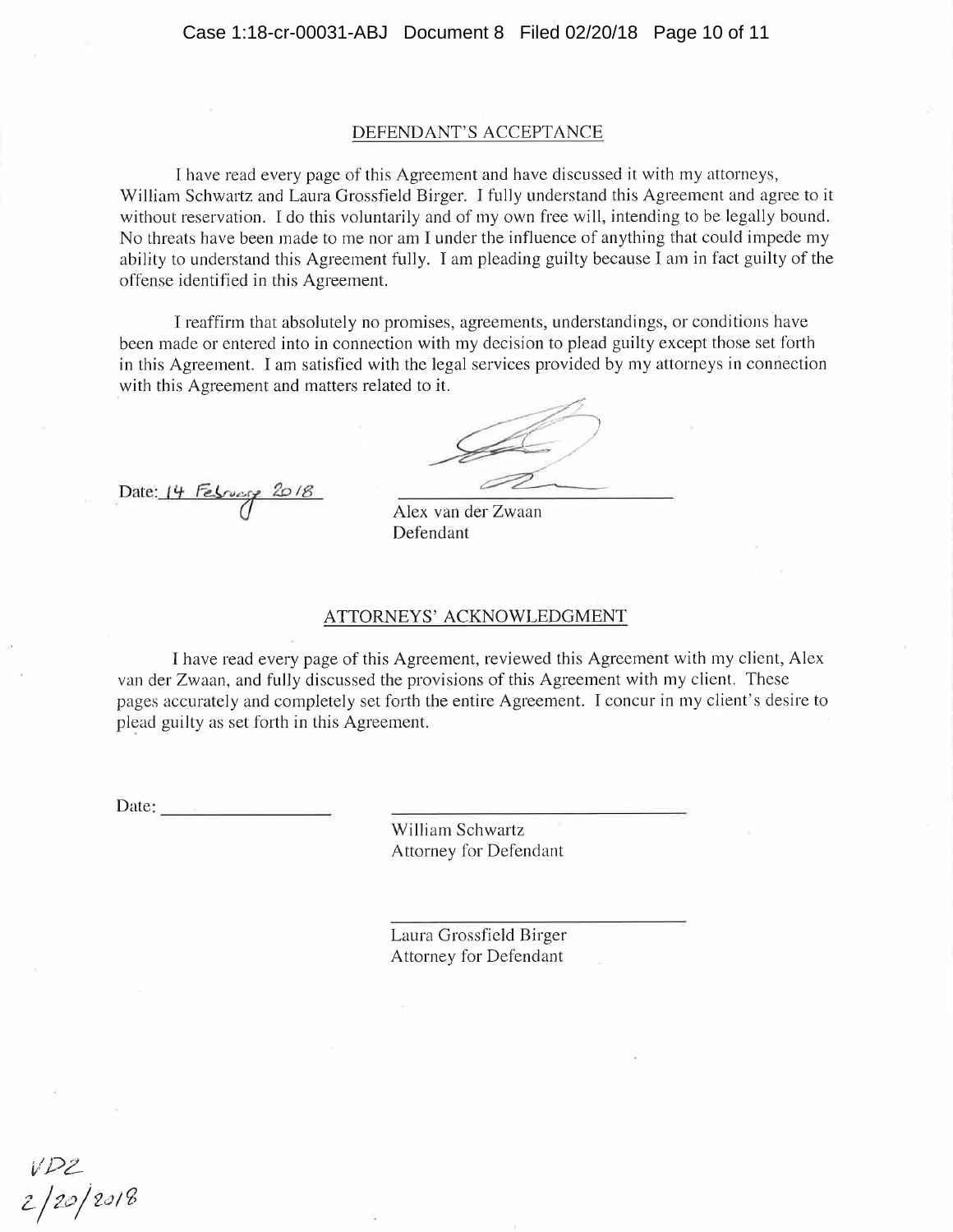## DEFENDANT'S ACCEPTANCE

I have read every page of this Agreement and have discussed it with my attorneys, William Schwartz and Laura Grossfield Birger. I fully understand this Agreement and agree to it without reservation. I do this voluntarily and of my own free will, intending to be legally bound. No threats have been made to me nor am I under the influence of anything that could impede my ability to understand this Agreement fully. I am pleading guilty because I am in fact guilty of the offense identified in this Agreement.

I reaffirm that absolutely no promises, agreements, understandings, or conditions have been made or entered into in connection with my decision to plead guilty except those set forth in this Agreement. I am satisfied with the legal services provided by my attorneys in connection with this Agreement and matters related to it.

Date: 14 February 2018

Alex van der Zwaan
Defendant

## ATTORNEYS' ACKNOWLEDGMENT

I have read every page of this Agreement, reviewed this Agreement with my client, Alex van der Zwaan, and fully discussed the provisions of this Agreement with my client. These pages accurately and completely set forth the entire Agreement. I concur in my client's desire to plead guilty as set forth in this Agreement.

Date: ____________________

William Schwartz
Attorney for Defendant

Laura Grossfield Birger
Attorney for Defendant

VDZ
2/20/2018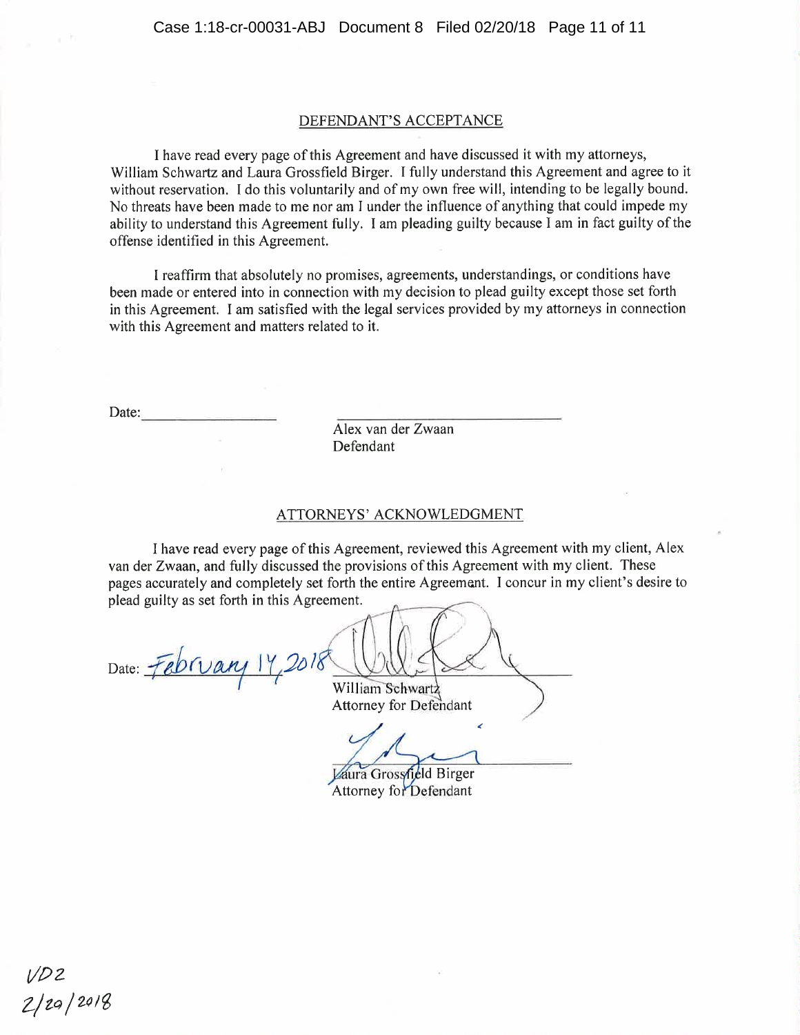## DEFENDANT'S ACCEPTANCE

I have read every page of this Agreement and have discussed it with my attorneys, William Schwartz and Laura Grossfield Birger. I fully understand this Agreement and agree to it without reservation. I do this voluntarily and of my own free will, intending to be legally bound. No threats have been made to me nor am I under the influence of anything that could impede my ability to understand this Agreement fully. I am pleading guilty because I am in fact guilty of the offense identified in this Agreement.

I reaffirm that absolutely no promises, agreements, understandings, or conditions have been made or entered into in connection with my decision to plead guilty except those set forth in this Agreement. I am satisfied with the legal services provided by my attorneys in connection with this Agreement and matters related to it.

Date: ____________________

____________________________
Alex van der Zwaan
Defendant

## ATTORNEYS' ACKNOWLEDGMENT

I have read every page of this Agreement, reviewed this Agreement with my client, Alex van der Zwaan, and fully discussed the provisions of this Agreement with my client. These pages accurately and completely set forth the entire Agreement. I concur in my client's desire to plead guilty as set forth in this Agreement.

Date: February 14, 2018

____________________________
William Schwartz
Attorney for Defendant

____________________________
Laura Grossfield Birger
Attorney for Defendant

VDZ
2/20/2018